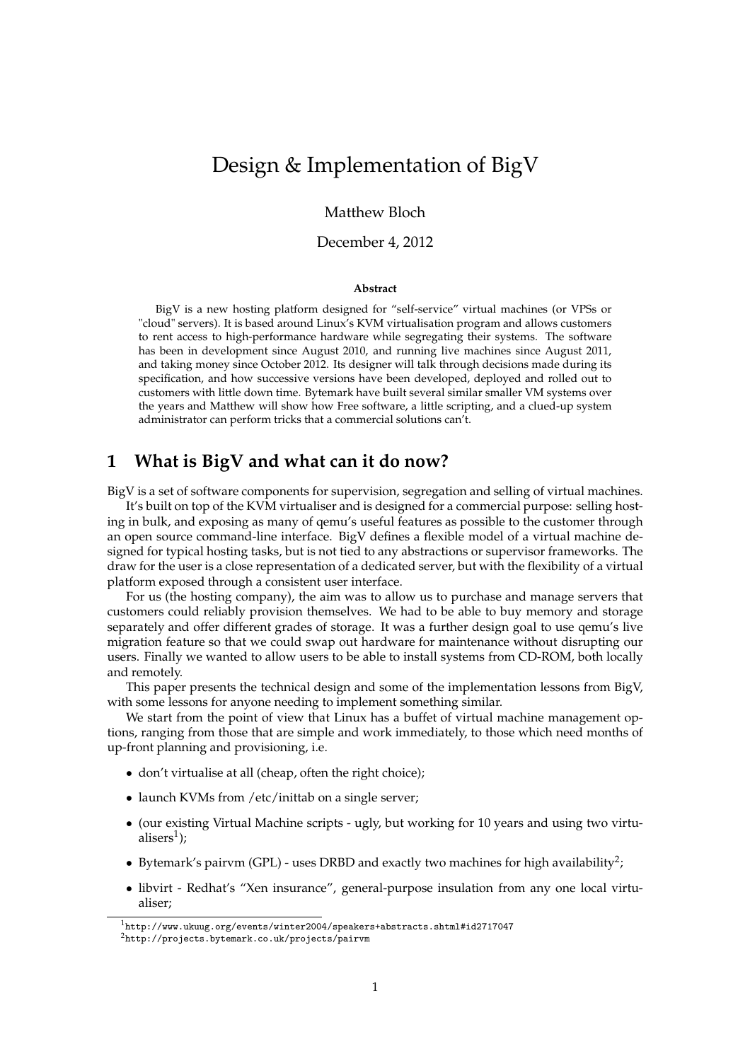# Design & Implementation of BigV

Matthew Bloch

December 4, 2012

**Abstract**

BigV is a new hosting platform designed for "self-service" virtual machines (or VPSs or "cloud" servers). It is based around Linux's KVM virtualisation program and allows customers to rent access to high-performance hardware while segregating their systems. The software has been in development since August 2010, and running live machines since August 2011, and taking money since October 2012. Its designer will talk through decisions made during its specification, and how successive versions have been developed, deployed and rolled out to customers with little down time. Bytemark have built several similar smaller VM systems over the years and Matthew will show how Free software, a little scripting, and a clued-up system administrator can perform tricks that a commercial solutions can't.

## 1 What is BigV and what can it do now?

BigV is a set of software components for supervision, segregation and selling of virtual machines.

It's built on top of the KVM virtualiser and is designed for a commercial purpose: selling hosting in bulk, and exposing as many of qemu's useful features as possible to the customer through an open source command-line interface. BigV defines a flexible model of a virtual machine designed for typical hosting tasks, but is not tied to any abstractions or supervisor frameworks. The draw for the user is a close representation of a dedicated server, but with the flexibility of a virtual platform exposed through a consistent user interface.

For us (the hosting company), the aim was to allow us to purchase and manage servers that customers could reliably provision themselves. We had to be able to buy memory and storage separately and offer different grades of storage. It was a further design goal to use qemu's live migration feature so that we could swap out hardware for maintenance without disrupting our users. Finally we wanted to allow users to be able to install systems from CD-ROM, both locally and remotely.

This paper presents the technical design and some of the implementation lessons from BigV, with some lessons for anyone needing to implement something similar.

We start from the point of view that Linux has a buffet of virtual machine management options, ranging from those that are simple and work immediately, to those which need months of up-front planning and provisioning, i.e.

- don't virtualise at all (cheap, often the right choice);
- launch KVMs from /etc/inittab on a single server;
- (our existing Virtual Machine scripts - ugly, but working for 10 years and using two virtualisers[1]);
- Bytemark's pairvm (GPL) - uses DRBD and exactly two machines for high availability[2];
- libvirt - Redhat's "Xen insurance", general-purpose insulation from any one local virtualiser;

[1] http://www.ukuug.org/events/winter2004/speakers+abstracts.shtml#id2717047

[2] http://projects.bytemark.co.uk/projects/pairvm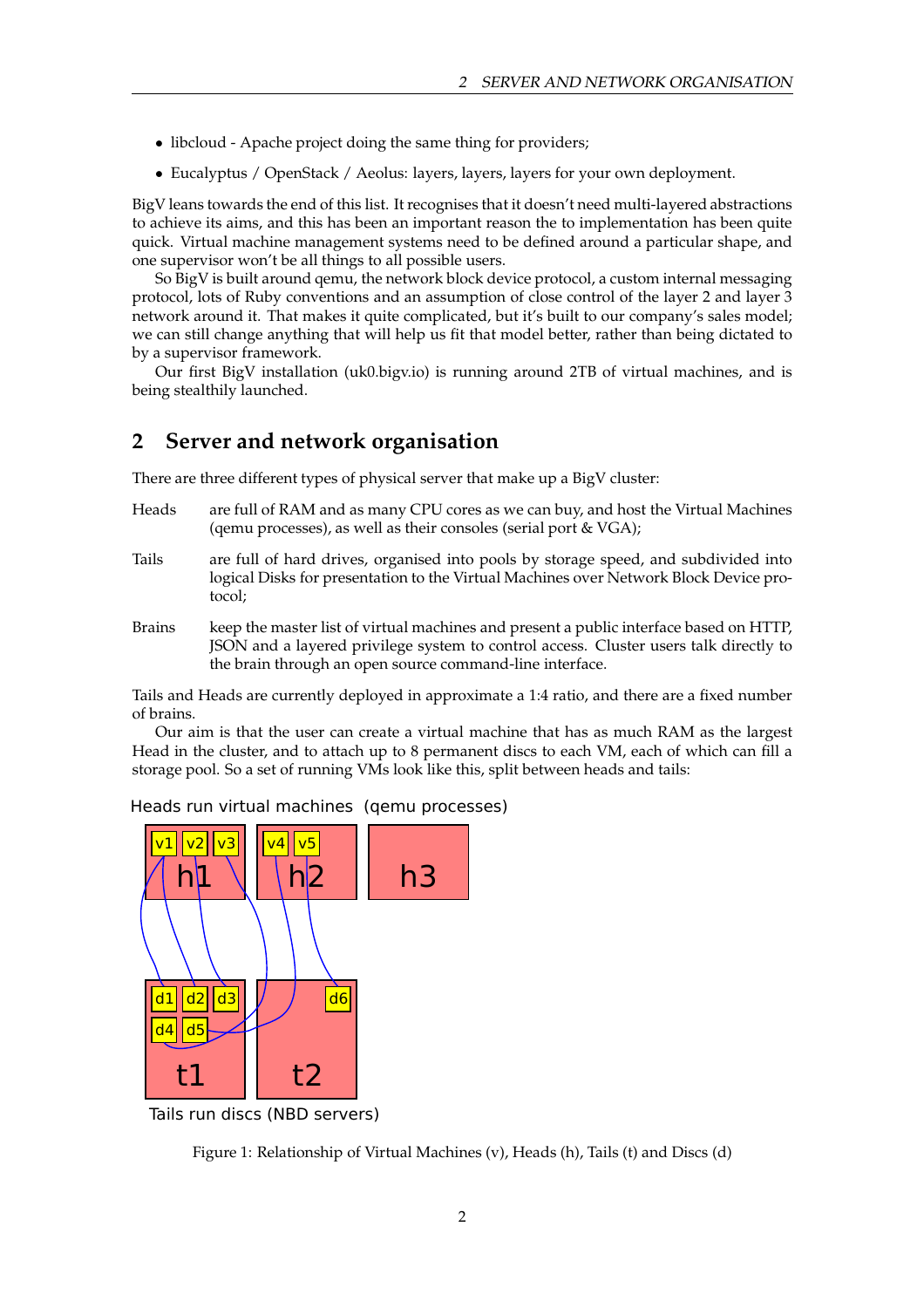- libcloud - Apache project doing the same thing for providers;
- Eucalyptus / OpenStack / Aeolus: layers, layers, layers for your own deployment.

BigV leans towards the end of this list. It recognises that it doesn't need multi-layered abstractions to achieve its aims, and this has been an important reason the to implementation has been quite quick. Virtual machine management systems need to be defined around a particular shape, and one supervisor won't be all things to all possible users.

So BigV is built around qemu, the network block device protocol, a custom internal messaging protocol, lots of Ruby conventions and an assumption of close control of the layer 2 and layer 3 network around it. That makes it quite complicated, but it's built to our company's sales model; we can still change anything that will help us fit that model better, rather than being dictated to by a supervisor framework.

Our first BigV installation (uk0.bigv.io) is running around 2TB of virtual machines, and is being stealthily launched.

## 2 Server and network organisation

There are three different types of physical server that make up a BigV cluster:

**Heads** are full of RAM and as many CPU cores as we can buy, and host the Virtual Machines (qemu processes), as well as their consoles (serial port & VGA);

**Tails** are full of hard drives, organised into pools by storage speed, and subdivided into logical Disks for presentation to the Virtual Machines over Network Block Device protocol;

**Brains** keep the master list of virtual machines and present a public interface based on HTTP, JSON and a layered privilege system to control access. Cluster users talk directly to the brain through an open source command-line interface.

Tails and Heads are currently deployed in approximate a 1:4 ratio, and there are a fixed number of brains.

Our aim is that the user can create a virtual machine that has as much RAM as the largest Head in the cluster, and to attach up to 8 permanent discs to each VM, each of which can fill a storage pool. So a set of running VMs look like this, split between heads and tails:

Heads run virtual machines (qemu processes)

v1 v2 v3 h1
v4 v5 h2
h3

d1 d2 d3 d4 d5 t1
d6 t2

Tails run discs (NBD servers)

Figure 1: Relationship of Virtual Machines (v), Heads (h), Tails (t) and Discs (d)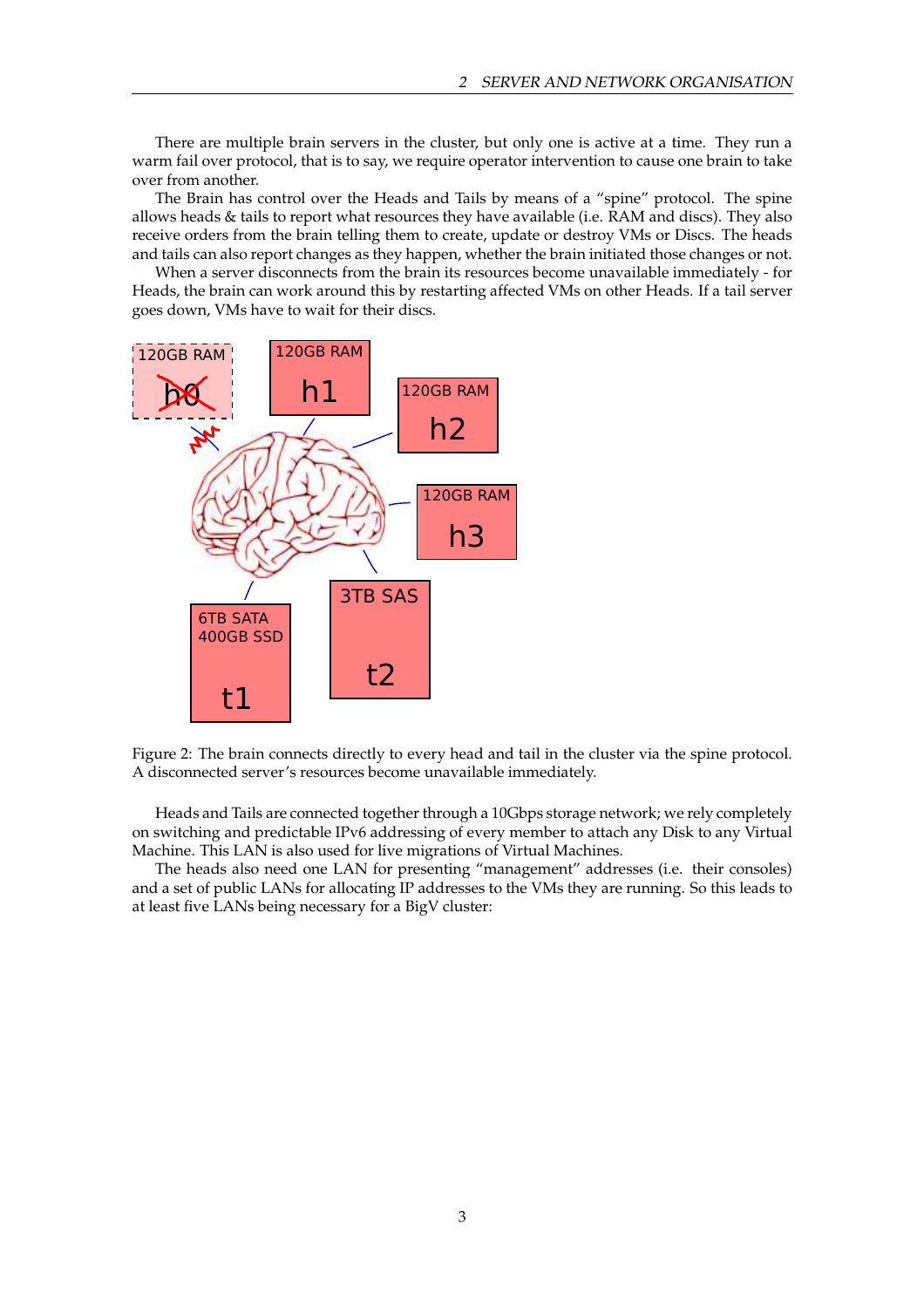There are multiple brain servers in the cluster, but only one is active at a time. They run a warm fail over protocol, that is to say, we require operator intervention to cause one brain to take over from another.

The Brain has control over the Heads and Tails by means of a "spine" protocol. The spine allows heads & tails to report what resources they have available (i.e. RAM and discs). They also receive orders from the brain telling them to create, update or destroy VMs or Discs. The heads and tails can also report changes as they happen, whether the brain initiated those changes or not.

When a server disconnects from the brain its resources become unavailable immediately - for Heads, the brain can work around this by restarting affected VMs on other Heads. If a tail server goes down, VMs have to wait for their discs.

120GB RAM
h0

120GB RAM
h1

120GB RAM
h2

120GB RAM
h3

6TB SATA
400GB SSD
t1

3TB SAS
t2

Figure 2: The brain connects directly to every head and tail in the cluster via the spine protocol. A disconnected server's resources become unavailable immediately.

Heads and Tails are connected together through a 10Gbps storage network; we rely completely on switching and predictable IPv6 addressing of every member to attach any Disk to any Virtual Machine. This LAN is also used for live migrations of Virtual Machines.

The heads also need one LAN for presenting "management" addresses (i.e. their consoles) and a set of public LANs for allocating IP addresses to the VMs they are running. So this leads to at least five LANs being necessary for a BigV cluster: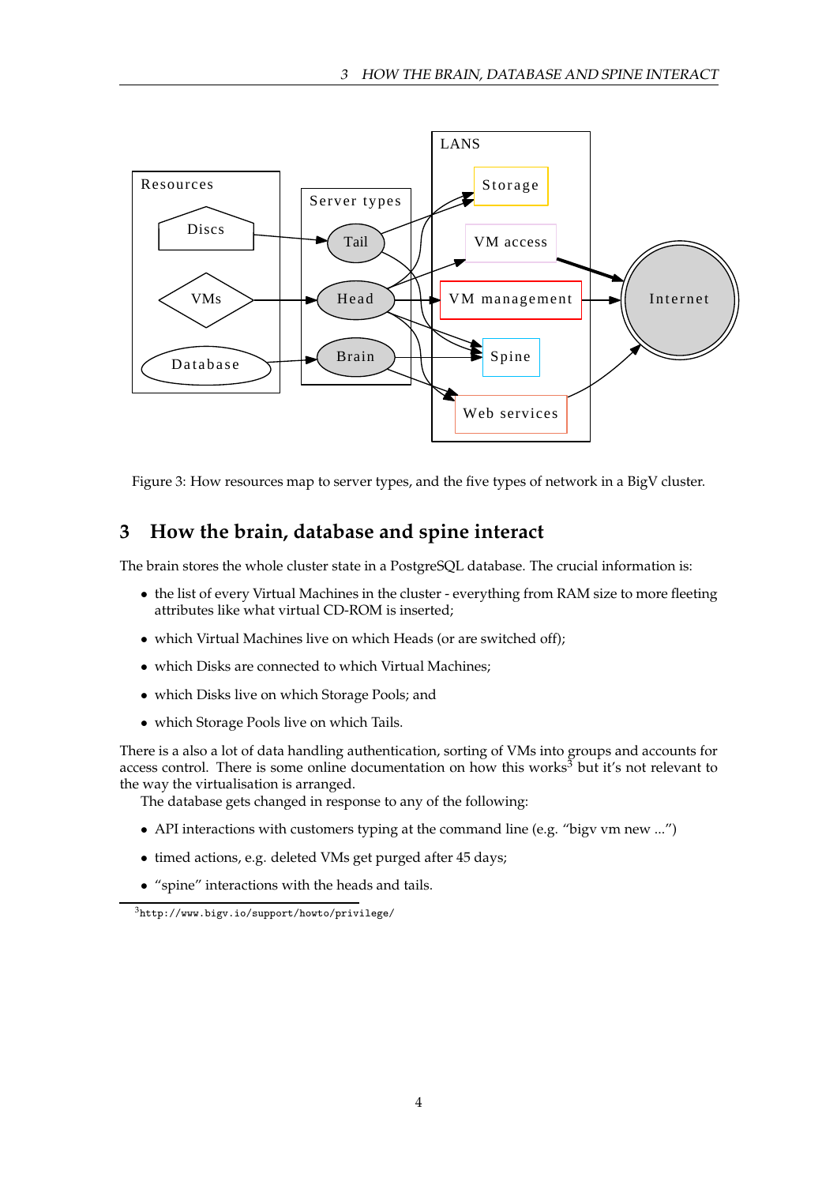Resources

Discs

VMs

Database

Server types

Tail

Head

Brain

LANS

Storage

VM access

VM management

Spine

Web services

Internet

Figure 3: How resources map to server types, and the five types of network in a BigV cluster.

## 3 How the brain, database and spine interact

The brain stores the whole cluster state in a PostgreSQL database. The crucial information is:

- the list of every Virtual Machines in the cluster - everything from RAM size to more fleeting attributes like what virtual CD-ROM is inserted;
- which Virtual Machines live on which Heads (or are switched off);
- which Disks are connected to which Virtual Machines;
- which Disks live on which Storage Pools; and
- which Storage Pools live on which Tails.

There is a also a lot of data handling authentication, sorting of VMs into groups and accounts for access control. There is some online documentation on how this works[3] but it's not relevant to the way the virtualisation is arranged.

The database gets changed in response to any of the following:

- API interactions with customers typing at the command line (e.g. "bigv vm new ...")
- timed actions, e.g. deleted VMs get purged after 45 days;
- "spine" interactions with the heads and tails.

[3] http://www.bigv.io/support/howto/privilege/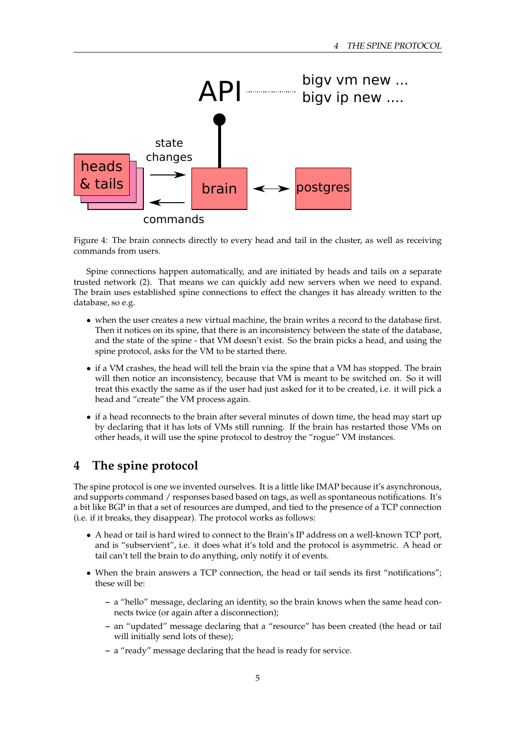API

bigv vm new ...
bigv ip new ....

heads & tails

state changes

commands

brain

postgres

Figure 4: The brain connects directly to every head and tail in the cluster, as well as receiving commands from users.

Spine connections happen automatically, and are initiated by heads and tails on a separate trusted network (2). That means we can quickly add new servers when we need to expand. The brain uses established spine connections to effect the changes it has already written to the database, so e.g.

- when the user creates a new virtual machine, the brain writes a record to the database first. Then it notices on its spine, that there is an inconsistency between the state of the database, and the state of the spine - that VM doesn't exist. So the brain picks a head, and using the spine protocol, asks for the VM to be started there.
- if a VM crashes, the head will tell the brain via the spine that a VM has stopped. The brain will then notice an inconsistency, because that VM is meant to be switched on. So it will treat this exactly the same as if the user had just asked for it to be created, i.e. it will pick a head and "create" the VM process again.
- if a head reconnects to the brain after several minutes of down time, the head may start up by declaring that it has lots of VMs still running. If the brain has restarted those VMs on other heads, it will use the spine protocol to destroy the "rogue" VM instances.

## 4 The spine protocol

The spine protocol is one we invented ourselves. It is a little like IMAP because it's asynchronous, and supports command / responses based based on tags, as well as spontaneous notifications. It's a bit like BGP in that a set of resources are dumped, and tied to the presence of a TCP connection (i.e. if it breaks, they disappear). The protocol works as follows:

- A head or tail is hard wired to connect to the Brain's IP address on a well-known TCP port, and is "subservient", i.e. it does what it's told and the protocol is asymmetric. A head or tail can't tell the brain to do anything, only notify it of events.
- When the brain answers a TCP connection, the head or tail sends its first "notifications"; these will be:
  - a "hello" message, declaring an identity, so the brain knows when the same head connects twice (or again after a disconnection);
  - an "updated" message declaring that a "resource" has been created (the head or tail will initially send lots of these);
  - a "ready" message declaring that the head is ready for service.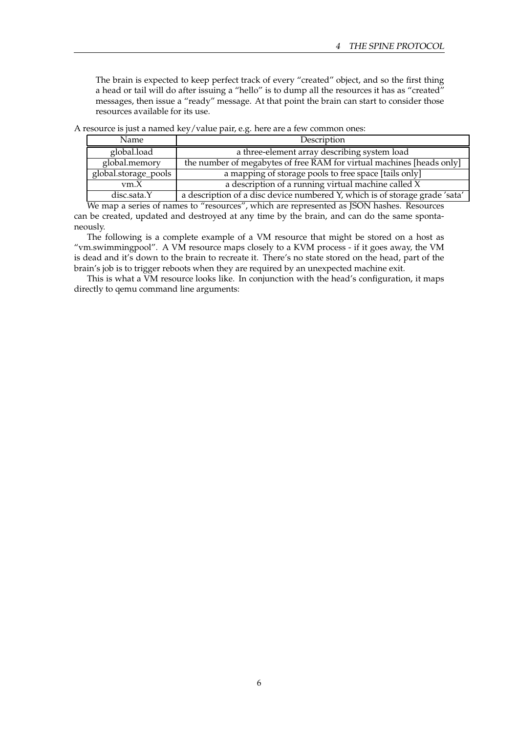The brain is expected to keep perfect track of every "created" object, and so the first thing a head or tail will do after issuing a "hello" is to dump all the resources it has as "created" messages, then issue a "ready" message. At that point the brain can start to consider those resources available for its use.

A resource is just a named key/value pair, e.g. here are a few common ones:

| Name | Description |
|---|---|
| global.load | a three-element array describing system load |
| global.memory | the number of megabytes of free RAM for virtual machines [heads only] |
| global.storage_pools | a mapping of storage pools to free space [tails only] |
| vm.X | a description of a running virtual machine called X |
| disc.sata.Y | a description of a disc device numbered Y, which is of storage grade 'sata' |

We map a series of names to "resources", which are represented as JSON hashes. Resources can be created, updated and destroyed at any time by the brain, and can do the same spontaneously.

The following is a complete example of a VM resource that might be stored on a host as "vm.swimmingpool". A VM resource maps closely to a KVM process - if it goes away, the VM is dead and it's down to the brain to recreate it. There's no state stored on the head, part of the brain's job is to trigger reboots when they are required by an unexpected machine exit.

This is what a VM resource looks like. In conjunction with the head's configuration, it maps directly to qemu command line arguments: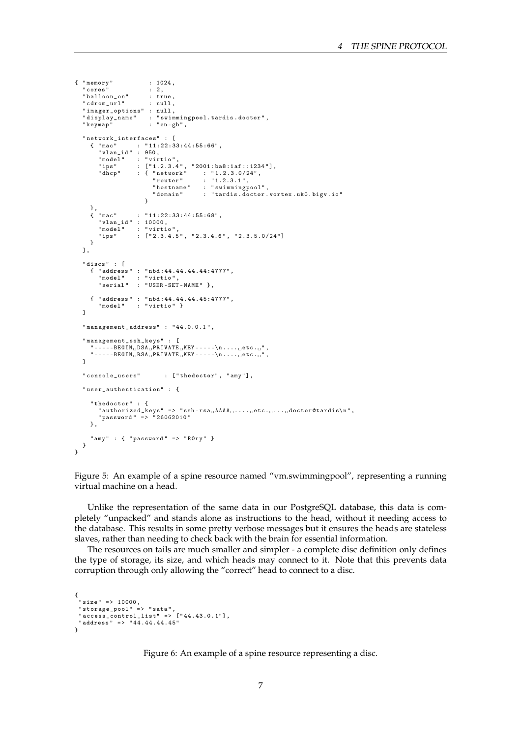```
{ "memory"          : 1024,
  "cores"           : 2,
  "balloon_on"      : true,
  "cdrom_url"       : null,
  "imager_options" : null,
  "display_name"   : "swimmingpool.tardis.doctor",
  "keymap"          : "en-gb",

  "network_interfaces" : [
    { "mac"     : "11:22:33:44:55:66",
      "vlan_id" : 950,
      "model"   : "virtio",
      "ips"     : ["1.2.3.4", "2001:ba8:1af::1234"],
      "dhcp"    : { "network"    : "1.2.3.0/24",
                    "router"     : "1.2.3.1",
                    "hostname"   : "swimmingpool",
                    "domain"     : "tardis.doctor.vortex.uk0.bigv.io"
                  }
    },
    { "mac"     : "11:22:33:44:55:68",
      "vlan_id" : 10000,
      "model"   : "virtio",
      "ips"     : ["2.3.4.5", "2.3.4.6", "2.3.5.0/24"]
    }
  ],

  "discs" : [
    { "address" : "nbd:44.44.44.44:4777",
      "model"   : "virtio",
      "serial"  : "USER-SET-NAME" },

    { "address" : "nbd:44.44.44.45:4777",
      "model"   : "virtio" }
  ]

  "management_address" : "44.0.0.1",

  "management_ssh_keys" : [
    "-----BEGIN DSA PRIVATE KEY-----\n.... etc. ",
    "-----BEGIN RSA PRIVATE KEY-----\n.... etc. ",
  ]

  "console_users"      : ["thedoctor", "amy"],

  "user_authentication" : {

    "thedoctor" : {
      "authorized_keys" => "ssh-rsa AAAA .... etc. ... doctor@tardis\n",
      "password" => "26062010"
    },

    "amy" : { "password" => "R0ry" }
  }
}
```

Figure 5: An example of a spine resource named "vm.swimmingpool", representing a running virtual machine on a head.

Unlike the representation of the same data in our PostgreSQL database, this data is completely "unpacked" and stands alone as instructions to the head, without it needing access to the database. This results in some pretty verbose messages but it ensures the heads are stateless slaves, rather than needing to check back with the brain for essential information.

The resources on tails are much smaller and simpler - a complete disc definition only defines the type of storage, its size, and which heads may connect to it. Note that this prevents data corruption through only allowing the "correct" head to connect to a disc.

```
{
 "size" => 10000,
 "storage_pool" => "sata",
 "access_control_list" => ["44.43.0.1"],
 "address" => "44.44.44.45"
}
```

Figure 6: An example of a spine resource representing a disc.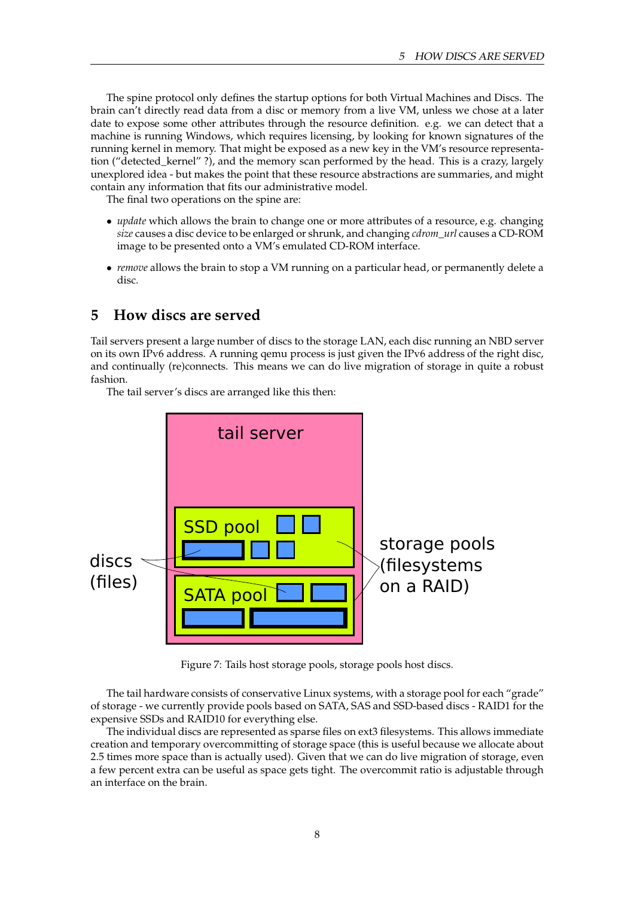The spine protocol only defines the startup options for both Virtual Machines and Discs. The brain can't directly read data from a disc or memory from a live VM, unless we chose at a later date to expose some other attributes through the resource definition. e.g. we can detect that a machine is running Windows, which requires licensing, by looking for known signatures of the running kernel in memory. That might be exposed as a new key in the VM's resource representation ("detected_kernel" ?), and the memory scan performed by the head. This is a crazy, largely unexplored idea - but makes the point that these resource abstractions are summaries, and might contain any information that fits our administrative model.

The final two operations on the spine are:

- *update* which allows the brain to change one or more attributes of a resource, e.g. changing *size* causes a disc device to be enlarged or shrunk, and changing *cdrom_url* causes a CD-ROM image to be presented onto a VM's emulated CD-ROM interface.
- *remove* allows the brain to stop a VM running on a particular head, or permanently delete a disc.

## 5 How discs are served

Tail servers present a large number of discs to the storage LAN, each disc running an NBD server on its own IPv6 address. A running qemu process is just given the IPv6 address of the right disc, and continually (re)connects. This means we can do live migration of storage in quite a robust fashion.

The tail server's discs are arranged like this then:

tail server

SSD pool

SATA pool

discs (files)

storage pools (filesystems on a RAID)

Figure 7: Tails host storage pools, storage pools host discs.

The tail hardware consists of conservative Linux systems, with a storage pool for each "grade" of storage - we currently provide pools based on SATA, SAS and SSD-based discs - RAID1 for the expensive SSDs and RAID10 for everything else.

The individual discs are represented as sparse files on ext3 filesystems. This allows immediate creation and temporary overcommitting of storage space (this is useful because we allocate about 2.5 times more space than is actually used). Given that we can do live migration of storage, even a few percent extra can be useful as space gets tight. The overcommit ratio is adjustable through an interface on the brain.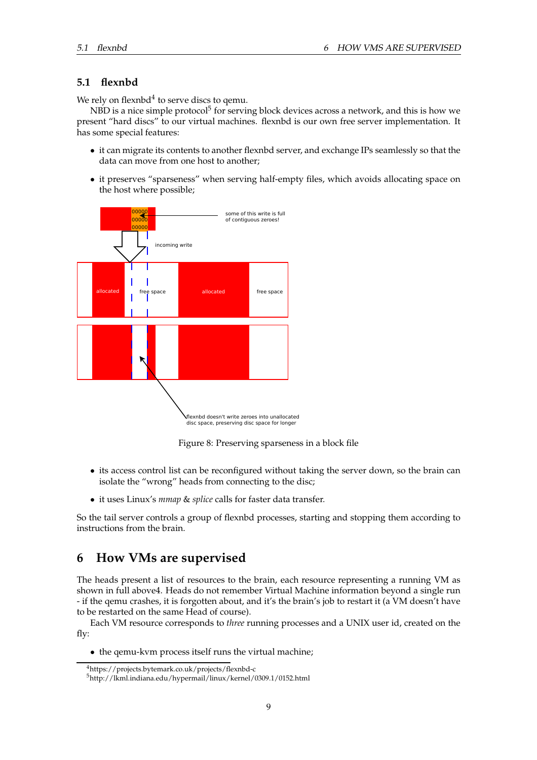## 5.1 flexnbd

We rely on flexnbd[4] to serve discs to qemu.

NBD is a nice simple protocol[5] for serving block devices across a network, and this is how we present "hard discs" to our virtual machines. flexnbd is our own free server implementation. It has some special features:

- it can migrate its contents to another flexnbd server, and exchange IPs seamlessly so that the data can move from one host to another;
- it preserves "sparseness" when serving half-empty files, which avoids allocating space on the host where possible;

Figure 8: Preserving sparseness in a block file

- its access control list can be reconfigured without taking the server down, so the brain can isolate the "wrong" heads from connecting to the disc;
- it uses Linux's *mmap* & *splice* calls for faster data transfer.

So the tail server controls a group of flexnbd processes, starting and stopping them according to instructions from the brain.

# 6 How VMs are supervised

The heads present a list of resources to the brain, each resource representing a running VM as shown in full above4. Heads do not remember Virtual Machine information beyond a single run - if the qemu crashes, it is forgotten about, and it's the brain's job to restart it (a VM doesn't have to be restarted on the same Head of course).

Each VM resource corresponds to *three* running processes and a UNIX user id, created on the fly:

- the qemu-kvm process itself runs the virtual machine;

[4] https://projects.bytemark.co.uk/projects/flexnbd-c

[5] http://lkml.indiana.edu/hypermail/linux/kernel/0309.1/0152.html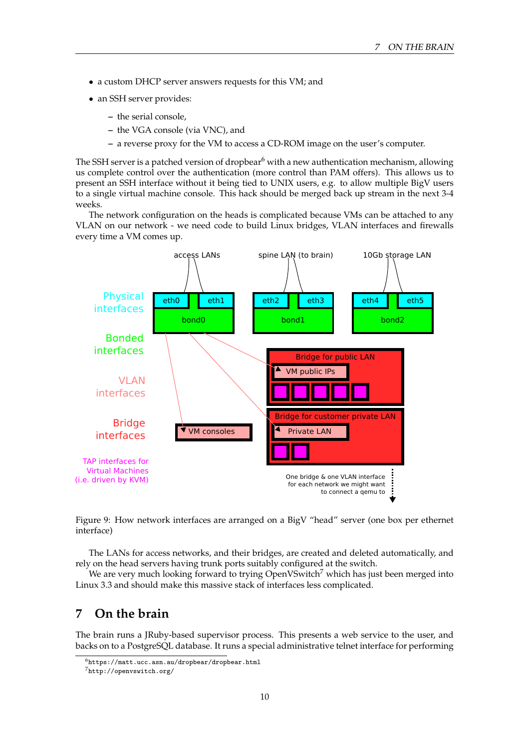- a custom DHCP server answers requests for this VM; and
- an SSH server provides:
  - the serial console,
  - the VGA console (via VNC), and
  - a reverse proxy for the VM to access a CD-ROM image on the user's computer.

The SSH server is a patched version of dropbear[6] with a new authentication mechanism, allowing us complete control over the authentication (more control than PAM offers). This allows us to present an SSH interface without it being tied to UNIX users, e.g. to allow multiple BigV users to a single virtual machine console. This hack should be merged back up stream in the next 3-4 weeks.

The network configuration on the heads is complicated because VMs can be attached to any VLAN on our network - we need code to build Linux bridges, VLAN interfaces and firewalls every time a VM comes up.

Figure 9: How network interfaces are arranged on a BigV "head" server (one box per ethernet interface)

The LANs for access networks, and their bridges, are created and deleted automatically, and rely on the head servers having trunk ports suitably configured at the switch.

We are very much looking forward to trying OpenVSwitch[7] which has just been merged into Linux 3.3 and should make this massive stack of interfaces less complicated.

# 7 On the brain

The brain runs a JRuby-based supervisor process. This presents a web service to the user, and backs on to a PostgreSQL database. It runs a special administrative telnet interface for performing

[6] https://matt.ucc.asn.au/dropbear/dropbear.html

[7] http://openvswitch.org/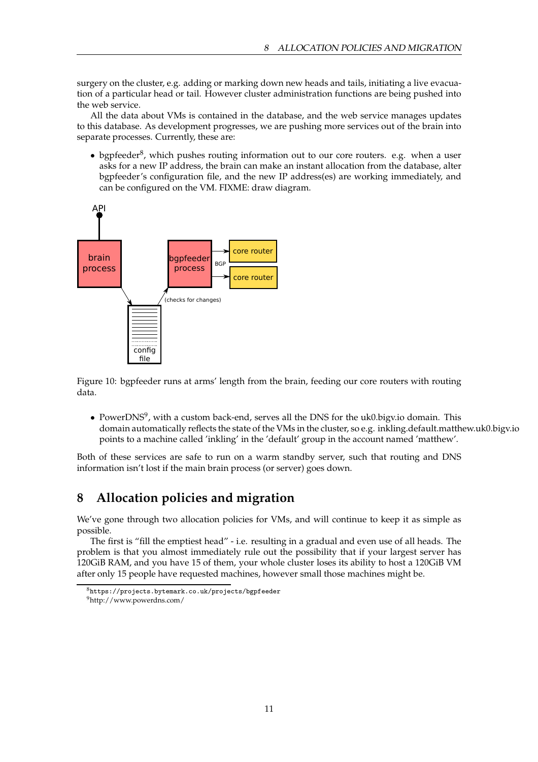surgery on the cluster, e.g. adding or marking down new heads and tails, initiating a live evacuation of a particular head or tail. However cluster administration functions are being pushed into the web service.

All the data about VMs is contained in the database, and the web service manages updates to this database. As development progresses, we are pushing more services out of the brain into separate processes. Currently, these are:

- bgpfeeder[8], which pushes routing information out to our core routers. e.g. when a user asks for a new IP address, the brain can make an instant allocation from the database, alter bgpfeeder's configuration file, and the new IP address(es) are working immediately, and can be configured on the VM. FIXME: draw diagram.

API

brain process

bgpfeeder process

BGP

core router

core router

(checks for changes)

config file

Figure 10: bgpfeeder runs at arms' length from the brain, feeding our core routers with routing data.

- PowerDNS[9], with a custom back-end, serves all the DNS for the uk0.bigv.io domain. This domain automatically reflects the state of the VMs in the cluster, so e.g. inkling.default.matthew.uk0.bigv.io points to a machine called 'inkling' in the 'default' group in the account named 'matthew'.

Both of these services are safe to run on a warm standby server, such that routing and DNS information isn't lost if the main brain process (or server) goes down.

## 8 Allocation policies and migration

We've gone through two allocation policies for VMs, and will continue to keep it as simple as possible.

The first is "fill the emptiest head" - i.e. resulting in a gradual and even use of all heads. The problem is that you almost immediately rule out the possibility that if your largest server has 120GiB RAM, and you have 15 of them, your whole cluster loses its ability to host a 120GiB VM after only 15 people have requested machines, however small those machines might be.

[8] https://projects.bytemark.co.uk/projects/bgpfeeder

[9] http://www.powerdns.com/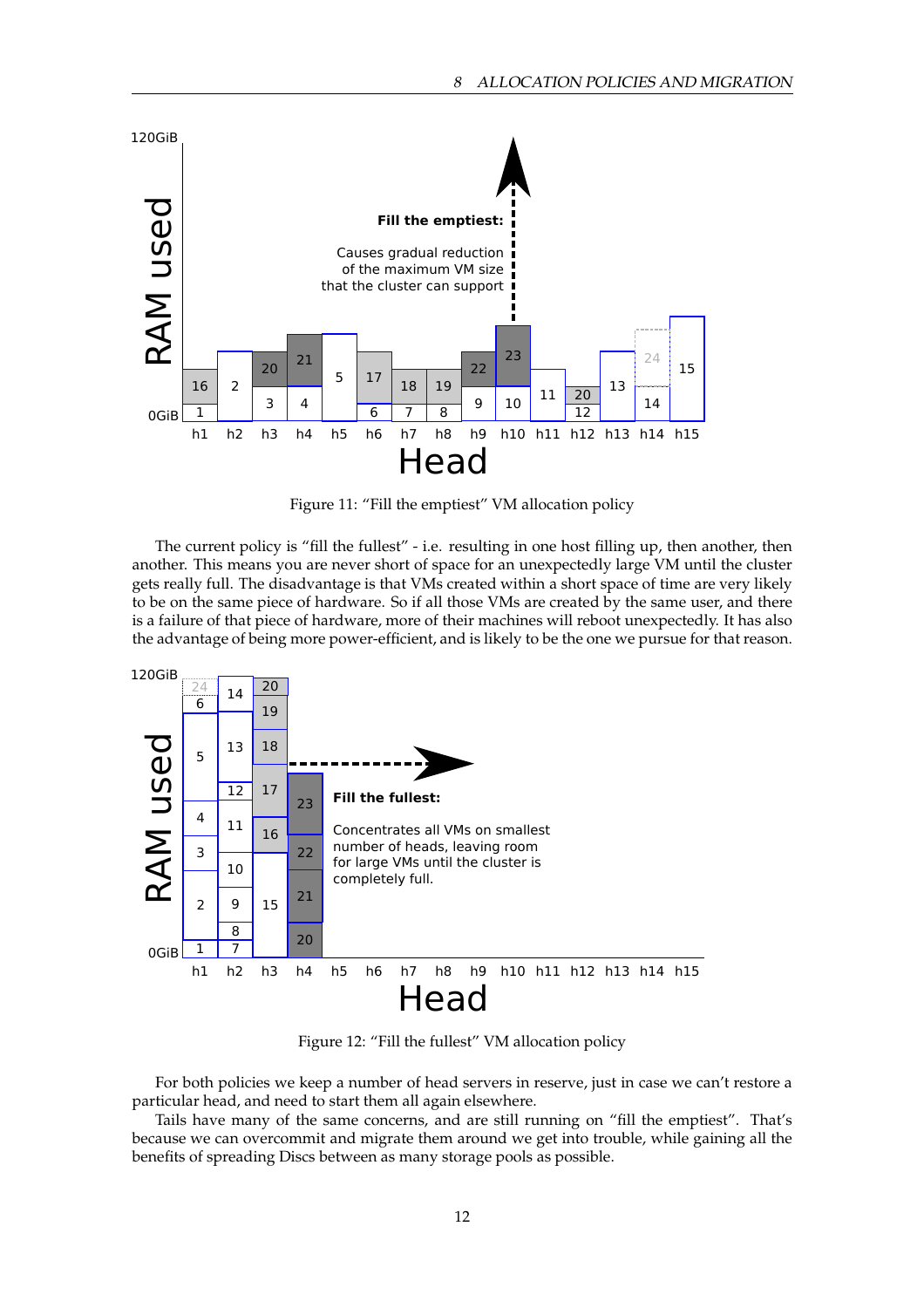Figure 11: "Fill the emptiest" VM allocation policy

The current policy is "fill the fullest" - i.e. resulting in one host filling up, then another, then another. This means you are never short of space for an unexpectedly large VM until the cluster gets really full. The disadvantage is that VMs created within a short space of time are very likely to be on the same piece of hardware. So if all those VMs are created by the same user, and there is a failure of that piece of hardware, more of their machines will reboot unexpectedly. It has also the advantage of being more power-efficient, and is likely to be the one we pursue for that reason.

Figure 12: "Fill the fullest" VM allocation policy

For both policies we keep a number of head servers in reserve, just in case we can't restore a particular head, and need to start them all again elsewhere.

Tails have many of the same concerns, and are still running on "fill the emptiest". That's because we can overcommit and migrate them around we get into trouble, while gaining all the benefits of spreading Discs between as many storage pools as possible.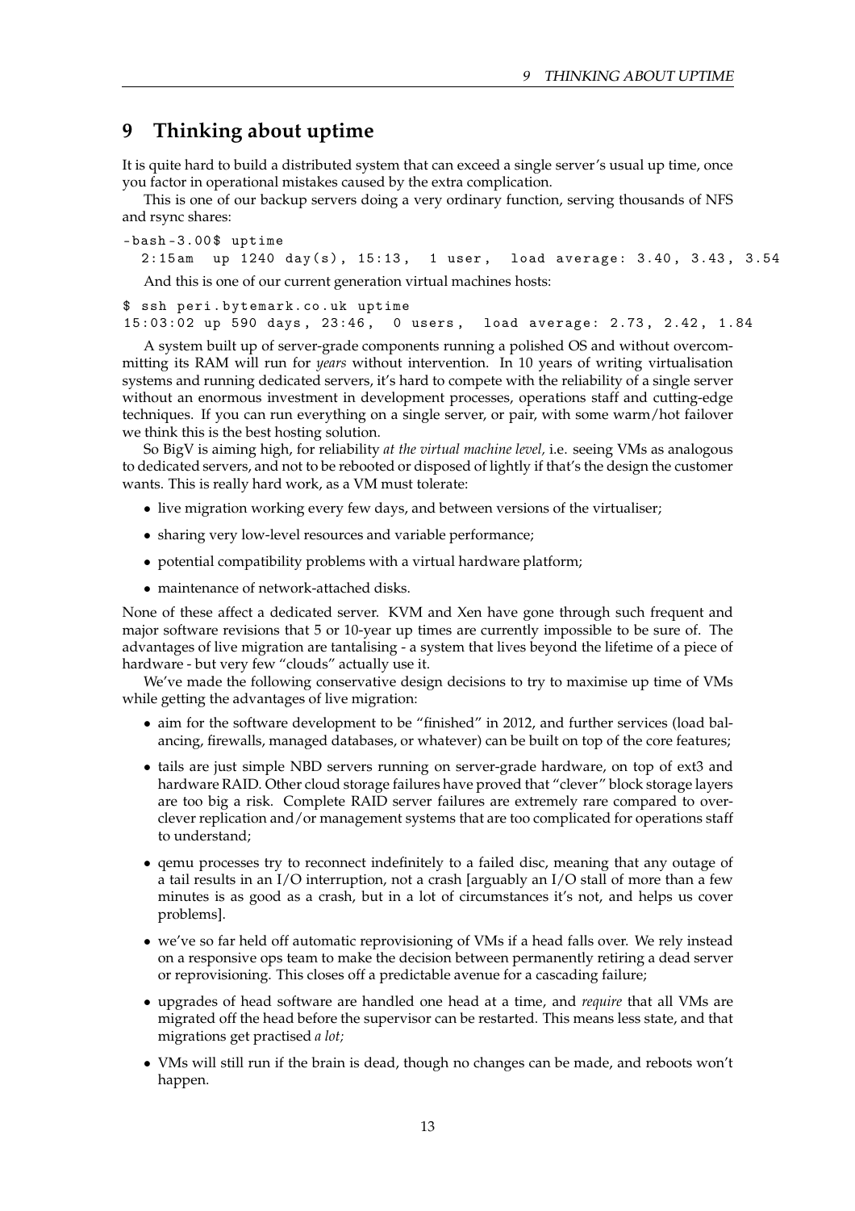# 9 Thinking about uptime

It is quite hard to build a distributed system that can exceed a single server's usual up time, once you factor in operational mistakes caused by the extra complication.

This is one of our backup servers doing a very ordinary function, serving thousands of NFS and rsync shares:

```
-bash-3.00$ uptime
  2:15am  up 1240 day(s), 15:13,  1 user,  load average: 3.40, 3.43, 3.54
```

And this is one of our current generation virtual machines hosts:

```
$ ssh peri.bytemark.co.uk uptime
15:03:02 up 590 days, 23:46,  0 users,  load average: 2.73, 2.42, 1.84
```

A system built up of server-grade components running a polished OS and without overcommitting its RAM will run for *years* without intervention. In 10 years of writing virtualisation systems and running dedicated servers, it's hard to compete with the reliability of a single server without an enormous investment in development processes, operations staff and cutting-edge techniques. If you can run everything on a single server, or pair, with some warm/hot failover we think this is the best hosting solution.

So BigV is aiming high, for reliability *at the virtual machine level,* i.e. seeing VMs as analogous to dedicated servers, and not to be rebooted or disposed of lightly if that's the design the customer wants. This is really hard work, as a VM must tolerate:

- live migration working every few days, and between versions of the virtualiser;
- sharing very low-level resources and variable performance;
- potential compatibility problems with a virtual hardware platform;
- maintenance of network-attached disks.

None of these affect a dedicated server. KVM and Xen have gone through such frequent and major software revisions that 5 or 10-year up times are currently impossible to be sure of. The advantages of live migration are tantalising - a system that lives beyond the lifetime of a piece of hardware - but very few "clouds" actually use it.

We've made the following conservative design decisions to try to maximise up time of VMs while getting the advantages of live migration:

- aim for the software development to be "finished" in 2012, and further services (load balancing, firewalls, managed databases, or whatever) can be built on top of the core features;
- tails are just simple NBD servers running on server-grade hardware, on top of ext3 and hardware RAID. Other cloud storage failures have proved that "clever" block storage layers are too big a risk. Complete RAID server failures are extremely rare compared to over-clever replication and/or management systems that are too complicated for operations staff to understand;
- qemu processes try to reconnect indefinitely to a failed disc, meaning that any outage of a tail results in an I/O interruption, not a crash [arguably an I/O stall of more than a few minutes is as good as a crash, but in a lot of circumstances it's not, and helps us cover problems].
- we've so far held off automatic reprovisioning of VMs if a head falls over. We rely instead on a responsive ops team to make the decision between permanently retiring a dead server or reprovisioning. This closes off a predictable avenue for a cascading failure;
- upgrades of head software are handled one head at a time, and *require* that all VMs are migrated off the head before the supervisor can be restarted. This means less state, and that migrations get practised *a lot;*
- VMs will still run if the brain is dead, though no changes can be made, and reboots won't happen.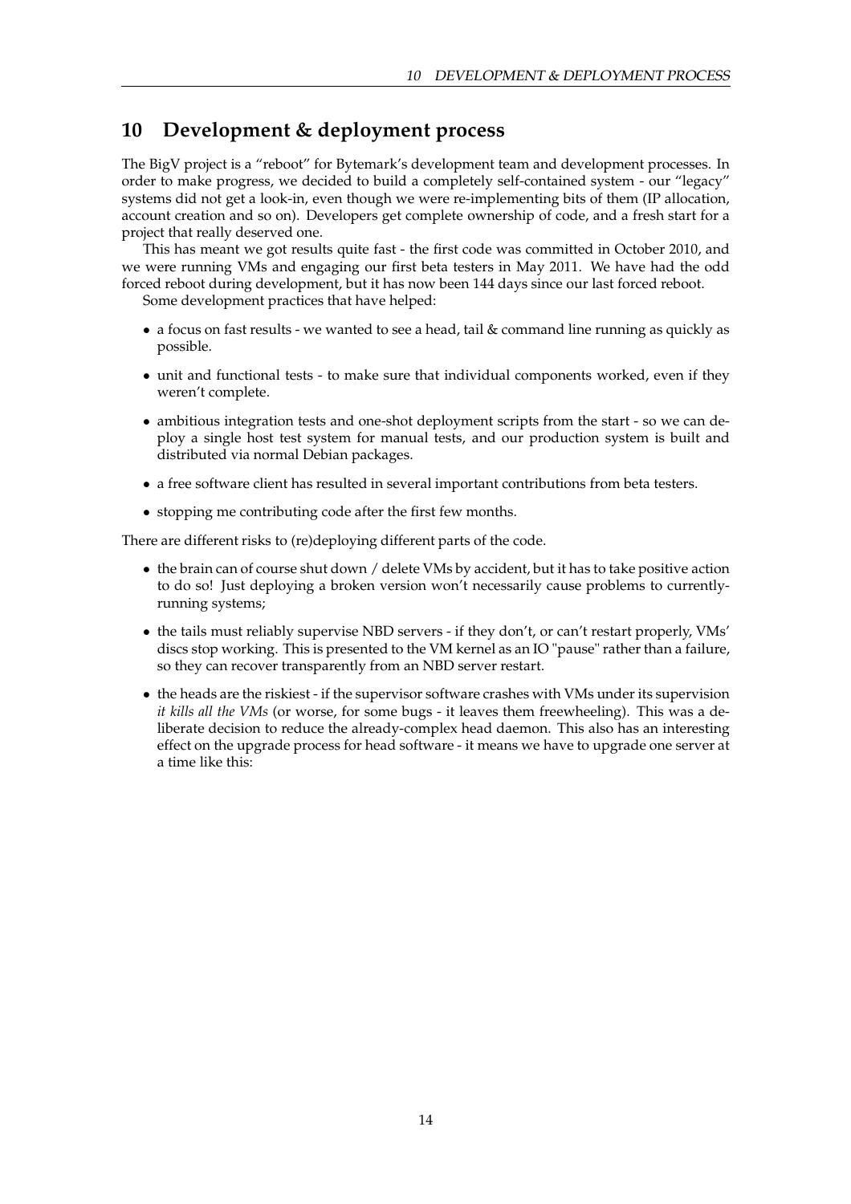# 10 Development & deployment process

The BigV project is a "reboot" for Bytemark's development team and development processes. In order to make progress, we decided to build a completely self-contained system - our "legacy" systems did not get a look-in, even though we were re-implementing bits of them (IP allocation, account creation and so on). Developers get complete ownership of code, and a fresh start for a project that really deserved one.

This has meant we got results quite fast - the first code was committed in October 2010, and we were running VMs and engaging our first beta testers in May 2011. We have had the odd forced reboot during development, but it has now been 144 days since our last forced reboot.

Some development practices that have helped:

- a focus on fast results - we wanted to see a head, tail & command line running as quickly as possible.
- unit and functional tests - to make sure that individual components worked, even if they weren't complete.
- ambitious integration tests and one-shot deployment scripts from the start - so we can deploy a single host test system for manual tests, and our production system is built and distributed via normal Debian packages.
- a free software client has resulted in several important contributions from beta testers.
- stopping me contributing code after the first few months.

There are different risks to (re)deploying different parts of the code.

- the brain can of course shut down / delete VMs by accident, but it has to take positive action to do so! Just deploying a broken version won't necessarily cause problems to currently-running systems;
- the tails must reliably supervise NBD servers - if they don't, or can't restart properly, VMs' discs stop working. This is presented to the VM kernel as an IO "pause" rather than a failure, so they can recover transparently from an NBD server restart.
- the heads are the riskiest - if the supervisor software crashes with VMs under its supervision *it kills all the VMs* (or worse, for some bugs - it leaves them freewheeling). This was a deliberate decision to reduce the already-complex head daemon. This also has an interesting effect on the upgrade process for head software - it means we have to upgrade one server at a time like this: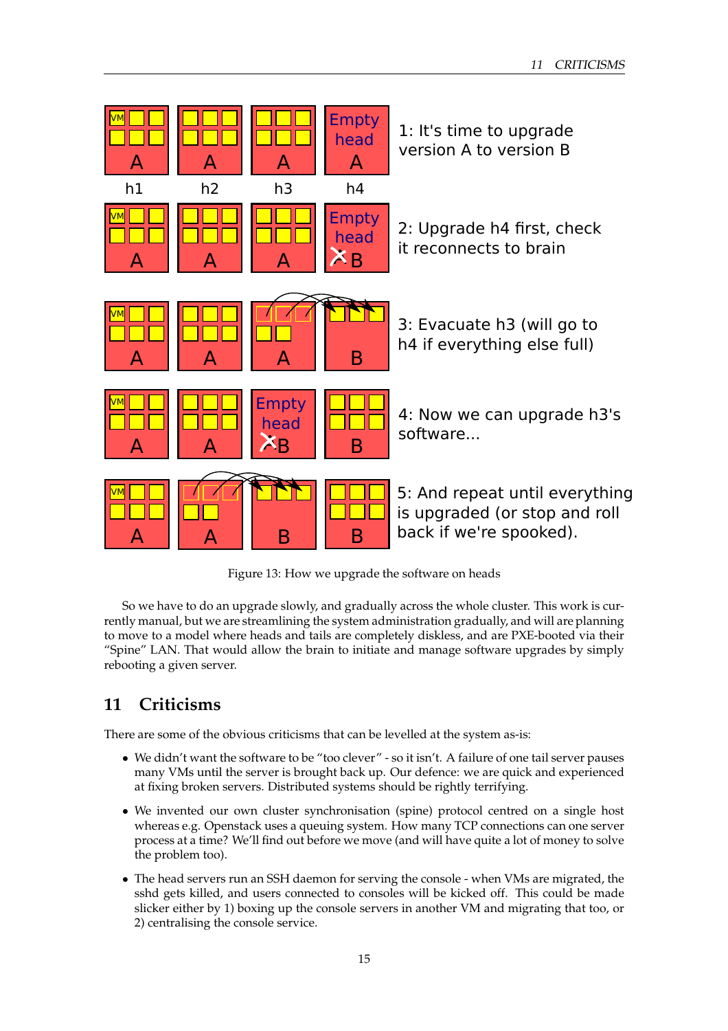1: It's time to upgrade version A to version B

h1 h2 h3 h4

2: Upgrade h4 first, check it reconnects to brain

3: Evacuate h3 (will go to h4 if everything else full)

4: Now we can upgrade h3's software...

5: And repeat until everything is upgraded (or stop and roll back if we're spooked).

Figure 13: How we upgrade the software on heads

So we have to do an upgrade slowly, and gradually across the whole cluster. This work is currently manual, but we are streamlining the system administration gradually, and will are planning to move to a model where heads and tails are completely diskless, and are PXE-booted via their "Spine" LAN. That would allow the brain to initiate and manage software upgrades by simply rebooting a given server.

## 11 Criticisms

There are some of the obvious criticisms that can be levelled at the system as-is:

- We didn't want the software to be "too clever" - so it isn't. A failure of one tail server pauses many VMs until the server is brought back up. Our defence: we are quick and experienced at fixing broken servers. Distributed systems should be rightly terrifying.
- We invented our own cluster synchronisation (spine) protocol centred on a single host whereas e.g. Openstack uses a queuing system. How many TCP connections can one server process at a time? We'll find out before we move (and will have quite a lot of money to solve the problem too).
- The head servers run an SSH daemon for serving the console - when VMs are migrated, the sshd gets killed, and users connected to consoles will be kicked off. This could be made slicker either by 1) boxing up the console servers in another VM and migrating that too, or 2) centralising the console service.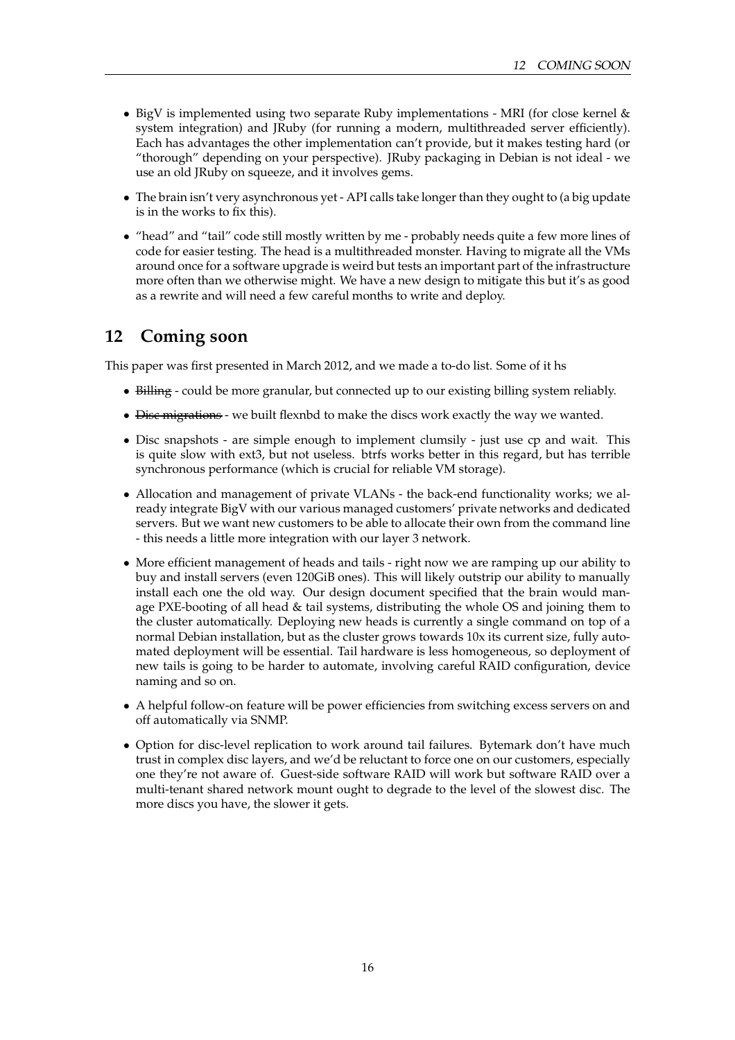- BigV is implemented using two separate Ruby implementations - MRI (for close kernel & system integration) and JRuby (for running a modern, multithreaded server efficiently). Each has advantages the other implementation can't provide, but it makes testing hard (or "thorough" depending on your perspective). JRuby packaging in Debian is not ideal - we use an old JRuby on squeeze, and it involves gems.
- The brain isn't very asynchronous yet - API calls take longer than they ought to (a big update is in the works to fix this).
- "head" and "tail" code still mostly written by me - probably needs quite a few more lines of code for easier testing. The head is a multithreaded monster. Having to migrate all the VMs around once for a software upgrade is weird but tests an important part of the infrastructure more often than we otherwise might. We have a new design to mitigate this but it's as good as a rewrite and will need a few careful months to write and deploy.

## 12 Coming soon

This paper was first presented in March 2012, and we made a to-do list. Some of it hs

- ~~Billing~~ - could be more granular, but connected up to our existing billing system reliably.
- ~~Disc migrations~~ - we built flexnbd to make the discs work exactly the way we wanted.
- Disc snapshots - are simple enough to implement clumsily - just use cp and wait. This is quite slow with ext3, but not useless. btrfs works better in this regard, but has terrible synchronous performance (which is crucial for reliable VM storage).
- Allocation and management of private VLANs - the back-end functionality works; we already integrate BigV with our various managed customers' private networks and dedicated servers. But we want new customers to be able to allocate their own from the command line - this needs a little more integration with our layer 3 network.
- More efficient management of heads and tails - right now we are ramping up our ability to buy and install servers (even 120GiB ones). This will likely outstrip our ability to manually install each one the old way. Our design document specified that the brain would manage PXE-booting of all head & tail systems, distributing the whole OS and joining them to the cluster automatically. Deploying new heads is currently a single command on top of a normal Debian installation, but as the cluster grows towards 10x its current size, fully automated deployment will be essential. Tail hardware is less homogeneous, so deployment of new tails is going to be harder to automate, involving careful RAID configuration, device naming and so on.
- A helpful follow-on feature will be power efficiencies from switching excess servers on and off automatically via SNMP.
- Option for disc-level replication to work around tail failures. Bytemark don't have much trust in complex disc layers, and we'd be reluctant to force one on our customers, especially one they're not aware of. Guest-side software RAID will work but software RAID over a multi-tenant shared network mount ought to degrade to the level of the slowest disc. The more discs you have, the slower it gets.